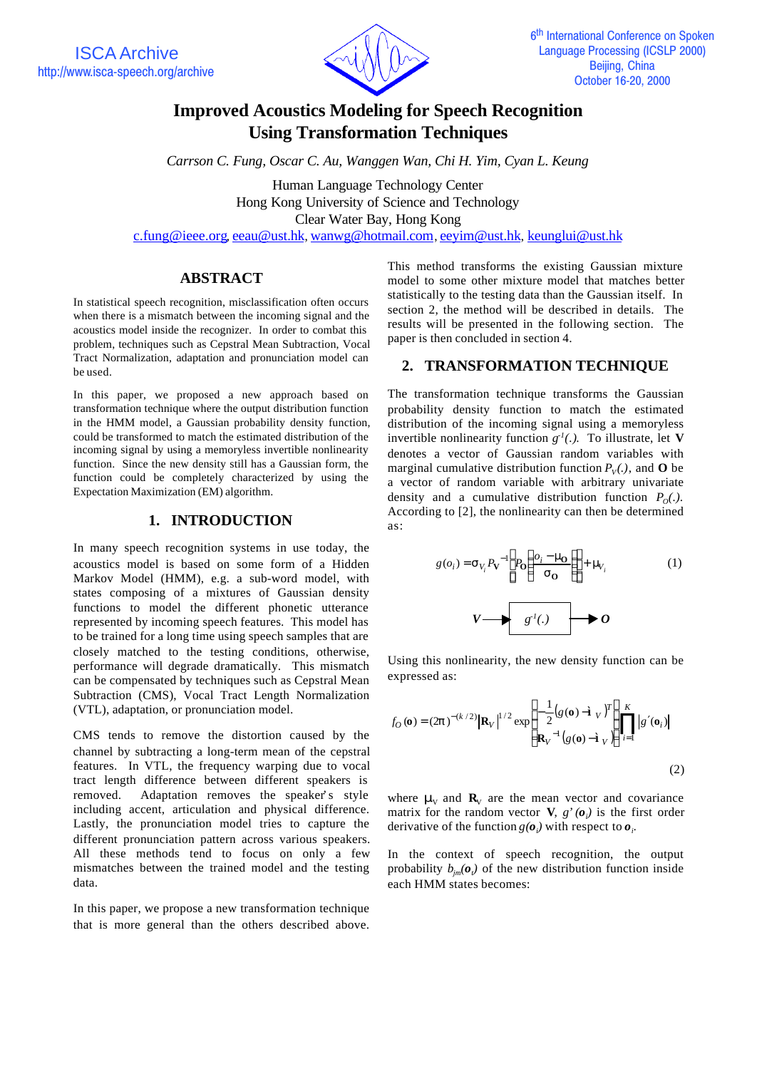# Improved Acoustics Modeling for Speech Recognition Using Transformation Techniques

*Carrson C. Fung, Oscar C. Au, Wanggen Wan, Chi H. Yim, Cyan L. Keung*

Human Language Technology Center
Hong Kong University of Science and Technology
Clear Water Bay, Hong Kong
c.fung@ieee.org, eeau@ust.hk, wanwg@hotmail.com, eeyim@ust.hk, keunglui@ust.hk

## ABSTRACT

In statistical speech recognition, misclassification often occurs when there is a mismatch between the incoming signal and the acoustics model inside the recognizer. In order to combat this problem, techniques such as Cepstral Mean Subtraction, Vocal Tract Normalization, adaptation and pronunciation model can be used.

In this paper, we proposed a new approach based on transformation technique where the output distribution function in the HMM model, a Gaussian probability density function, could be transformed to match the estimated distribution of the incoming signal by using a memoryless invertible nonlinearity function. Since the new density still has a Gaussian form, the function could be completely characterized by using the Expectation Maximization (EM) algorithm.

## 1. INTRODUCTION

In many speech recognition systems in use today, the acoustics model is based on some form of a Hidden Markov Model (HMM), e.g. a sub-word model, with states composing of a mixtures of Gaussian density functions to model the different phonetic utterance represented by incoming speech features. This model has to be trained for a long time using speech samples that are closely matched to the testing conditions, otherwise, performance will degrade dramatically. This mismatch can be compensated by techniques such as Cepstral Mean Subtraction (CMS), Vocal Tract Length Normalization (VTL), adaptation, or pronunciation model.

CMS tends to remove the distortion caused by the channel by subtracting a long-term mean of the cepstral features. In VTL, the frequency warping due to vocal tract length difference between different speakers is removed. Adaptation removes the speaker's style including accent, articulation and physical difference. Lastly, the pronunciation model tries to capture the different pronunciation pattern across various speakers. All these methods tend to focus on only a few mismatches between the trained model and the testing data.

In this paper, we propose a new transformation technique that is more general than the others described above. This method transforms the existing Gaussian mixture model to some other mixture model that matches better statistically to the testing data than the Gaussian itself. In section 2, the method will be described in details. The results will be presented in the following section. The paper is then concluded in section 4.

## 2. TRANSFORMATION TECHNIQUE

The transformation technique transforms the Gaussian probability density function to match the estimated distribution of the incoming signal using a memoryless invertible nonlinearity function $g^{-1}(.)$. To illustrate, let **V** denotes a vector of Gaussian random variables with marginal cumulative distribution function $P_V(.)$, and **O** be a vector of random variable with arbitrary univariate density and a cumulative distribution function $P_O(.)$. According to [2], the nonlinearity can then be determined as:

$$g(o_i) = \sigma_{V_i} P_{\mathbf{V}}^{-1}\left[P_{\mathbf{O}}\left(\frac{o_i - \mu_{\mathbf{O}}}{\sigma_{\mathbf{O}}}\right)\right] + \mu_{V_i} \tag{1}$$

$$\mathbf{V} \longrightarrow \boxed{g^{-1}(.)} \longrightarrow \mathbf{O}$$

Using this nonlinearity, the new density function can be expressed as:

$$f_O(\mathbf{o}) = (2\pi)^{-(k/2)} |\mathbf{R}_V|^{1/2} \exp\left[-\frac{1}{2}\left(g(\mathbf{o}) - \mathbf{\mu}_V\right)^T \mathbf{R}_V^{-1}\left(g(\mathbf{o}) - \mathbf{\mu}_V\right)\right] \left[\prod_{i=1}^{K} |g'(\mathbf{o}_i)|\right] \tag{2}$$

where $\mu_V$ and $\mathbf{R}_V$ are the mean vector and covariance matrix for the random vector **V**, $g'(\boldsymbol{o}_i)$ is the first order derivative of the function $g(\boldsymbol{o}_i)$ with respect to $\boldsymbol{o}_i$.

In the context of speech recognition, the output probability $b_{jm}(\boldsymbol{o}_t)$ of the new distribution function inside each HMM states becomes: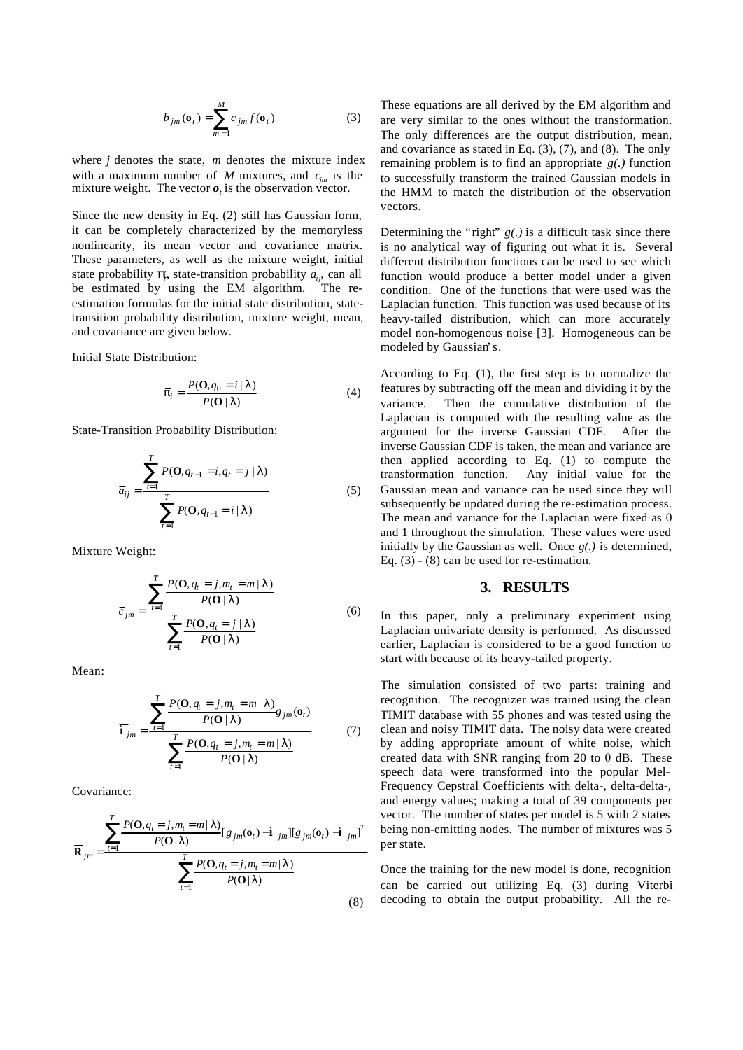$$b_{jm}(\mathbf{o}_t) = \sum_{m=1}^{M} c_{jm} f(\mathbf{o}_t) \tag{3}$$

where $j$ denotes the state, $m$ denotes the mixture index with a maximum number of $M$ mixtures, and $c_{jm}$ is the mixture weight. The vector $\boldsymbol{o}_t$ is the observation vector.

Since the new density in Eq. (2) still has Gaussian form, it can be completely characterized by the memoryless nonlinearity, its mean vector and covariance matrix. These parameters, as well as the mixture weight, initial state probability $\pi_i$, state-transition probability $a_{ij}$, can all be estimated by using the EM algorithm. The re-estimation formulas for the initial state distribution, state-transition probability distribution, mixture weight, mean, and covariance are given below.

Initial State Distribution:

$$\overline{\pi}_i = \frac{P(\mathbf{O}, q_0 = i \mid \lambda)}{P(\mathbf{O} \mid \lambda)} \tag{4}$$

State-Transition Probability Distribution:

$$\overline{a}_{ij} = \frac{\sum_{t=1}^{T} P(\mathbf{O}, q_{t-1} = i, q_t = j \mid \lambda)}{\sum_{t=1}^{T} P(\mathbf{O}, q_{t-1} = i \mid \lambda)} \tag{5}$$

Mixture Weight:

$$\overline{c}_{jm} = \frac{\sum_{t=1}^{T} \frac{P(\mathbf{O}, q_t = j, m_t = m \mid \lambda)}{P(\mathbf{O} \mid \lambda)}}{\sum_{t=1}^{T} \frac{P(\mathbf{O}, q_t = j \mid \lambda)}{P(\mathbf{O} \mid \lambda)}} \tag{6}$$

Mean:

$$\overline{\boldsymbol{\mu}}_{jm} = \frac{\sum_{t=1}^{T} \frac{P(\mathbf{O}, q_t = j, m_t = m \mid \lambda)}{P(\mathbf{O} \mid \lambda)} g_{jm}(\mathbf{o}_t)}{\sum_{t=1}^{T} \frac{P(\mathbf{O}, q_t = j, m_t = m \mid \lambda)}{P(\mathbf{O} \mid \lambda)}} \tag{7}$$

Covariance:

$$\overline{\mathbf{R}}_{jm} = \frac{\sum_{t=1}^{T} \frac{P(\mathbf{O}, q_t = j, m_t = m \mid \lambda)}{P(\mathbf{O} \mid \lambda)} [g_{jm}(\mathbf{o}_t) - \boldsymbol{\mu}_{jm}][g_{jm}(\mathbf{o}_t) - \boldsymbol{\mu}_{jm}]^T}{\sum_{t=1}^{T} \frac{P(\mathbf{O}, q_t = j, m_t = m \mid \lambda)}{P(\mathbf{O} \mid \lambda)}} \tag{8}$$

These equations are all derived by the EM algorithm and are very similar to the ones without the transformation. The only differences are the output distribution, mean, and covariance as stated in Eq. (3), (7), and (8). The only remaining problem is to find an appropriate $g(.)$ function to successfully transform the trained Gaussian models in the HMM to match the distribution of the observation vectors.

Determining the "right" $g(.)$ is a difficult task since there is no analytical way of figuring out what it is. Several different distribution functions can be used to see which function would produce a better model under a given condition. One of the functions that were used was the Laplacian function. This function was used because of its heavy-tailed distribution, which can more accurately model non-homogenous noise [3]. Homogeneous can be modeled by Gaussian's.

According to Eq. (1), the first step is to normalize the features by subtracting off the mean and dividing it by the variance. Then the cumulative distribution of the Laplacian is computed with the resulting value as the argument for the inverse Gaussian CDF. After the inverse Gaussian CDF is taken, the mean and variance are then applied according to Eq. (1) to compute the transformation function. Any initial value for the Gaussian mean and variance can be used since they will subsequently be updated during the re-estimation process. The mean and variance for the Laplacian were fixed as 0 and 1 throughout the simulation. These values were used initially by the Gaussian as well. Once $g(.)$ is determined, Eq. (3) - (8) can be used for re-estimation.

## 3. RESULTS

In this paper, only a preliminary experiment using Laplacian univariate density is performed. As discussed earlier, Laplacian is considered to be a good function to start with because of its heavy-tailed property.

The simulation consisted of two parts: training and recognition. The recognizer was trained using the clean TIMIT database with 55 phones and was tested using the clean and noisy TIMIT data. The noisy data were created by adding appropriate amount of white noise, which created data with SNR ranging from 20 to 0 dB. These speech data were transformed into the popular Mel-Frequency Cepstral Coefficients with delta-, delta-delta-, and energy values; making a total of 39 components per vector. The number of states per model is 5 with 2 states being non-emitting nodes. The number of mixtures was 5 per state.

Once the training for the new model is done, recognition can be carried out utilizing Eq. (3) during Viterbi decoding to obtain the output probability. All the re-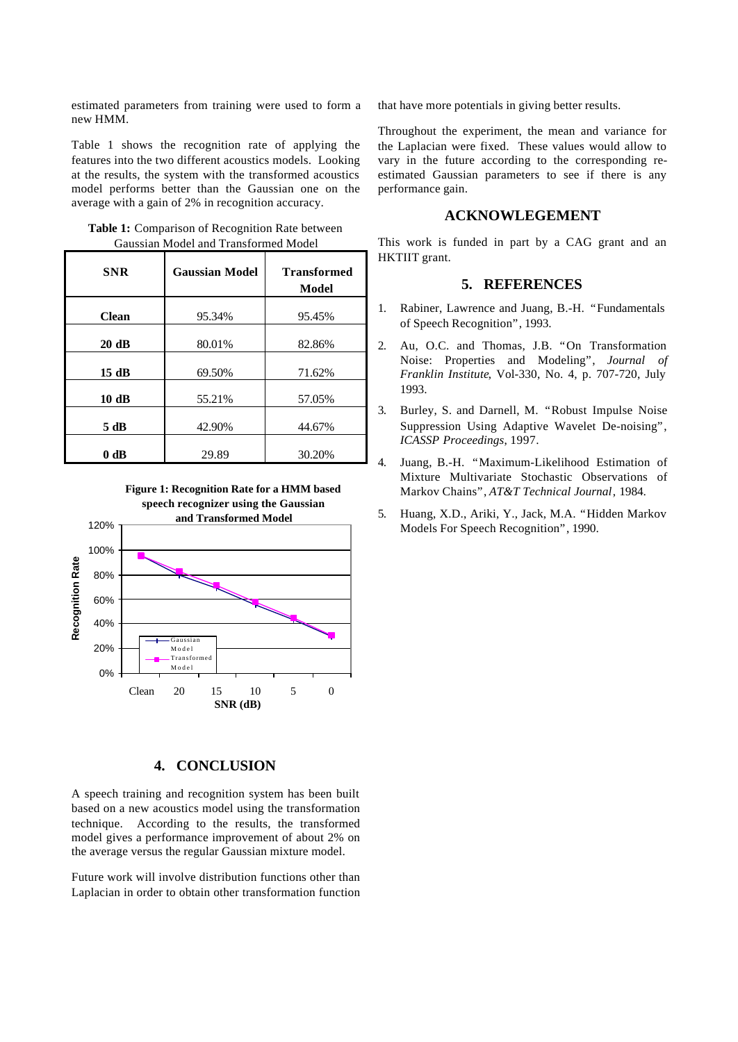estimated parameters from training were used to form a new HMM.

Table 1 shows the recognition rate of applying the features into the two different acoustics models. Looking at the results, the system with the transformed acoustics model performs better than the Gaussian one on the average with a gain of 2% in recognition accuracy.

**Table 1:** Comparison of Recognition Rate between Gaussian Model and Transformed Model

| SNR | Gaussian Model | Transformed Model |
|---|---|---|
| **Clean** | 95.34% | 95.45% |
| **20 dB** | 80.01% | 82.86% |
| **15 dB** | 69.50% | 71.62% |
| **10 dB** | 55.21% | 57.05% |
| **5 dB** | 42.90% | 44.67% |
| **0 dB** | 29.89 | 30.20% |

**Figure 1: Recognition Rate for a HMM based speech recognizer using the Gaussian and Transformed Model**

Recognition Rate

120%
100%
80%
60%
40%
20%
0%

Gaussian Model
Transformed Model

Clean 20 15 10 5 0

SNR (dB)

## 4. CONCLUSION

A speech training and recognition system has been built based on a new acoustics model using the transformation technique. According to the results, the transformed model gives a performance improvement of about 2% on the average versus the regular Gaussian mixture model.

Future work will involve distribution functions other than Laplacian in order to obtain other transformation function that have more potentials in giving better results.

Throughout the experiment, the mean and variance for the Laplacian were fixed. These values would allow to vary in the future according to the corresponding re-estimated Gaussian parameters to see if there is any performance gain.

## ACKNOWLEGEMENT

This work is funded in part by a CAG grant and an HKTIIT grant.

## 5. REFERENCES

1. Rabiner, Lawrence and Juang, B.-H. "Fundamentals of Speech Recognition", 1993.
2. Au, O.C. and Thomas, J.B. "On Transformation Noise: Properties and Modeling", *Journal of Franklin Institute*, Vol-330, No. 4, p. 707-720, July 1993.
3. Burley, S. and Darnell, M. "Robust Impulse Noise Suppression Using Adaptive Wavelet De-noising", *ICASSP Proceedings*, 1997.
4. Juang, B.-H. "Maximum-Likelihood Estimation of Mixture Multivariate Stochastic Observations of Markov Chains", *AT&T Technical Journal*, 1984.
5. Huang, X.D., Ariki, Y., Jack, M.A. "Hidden Markov Models For Speech Recognition", 1990.